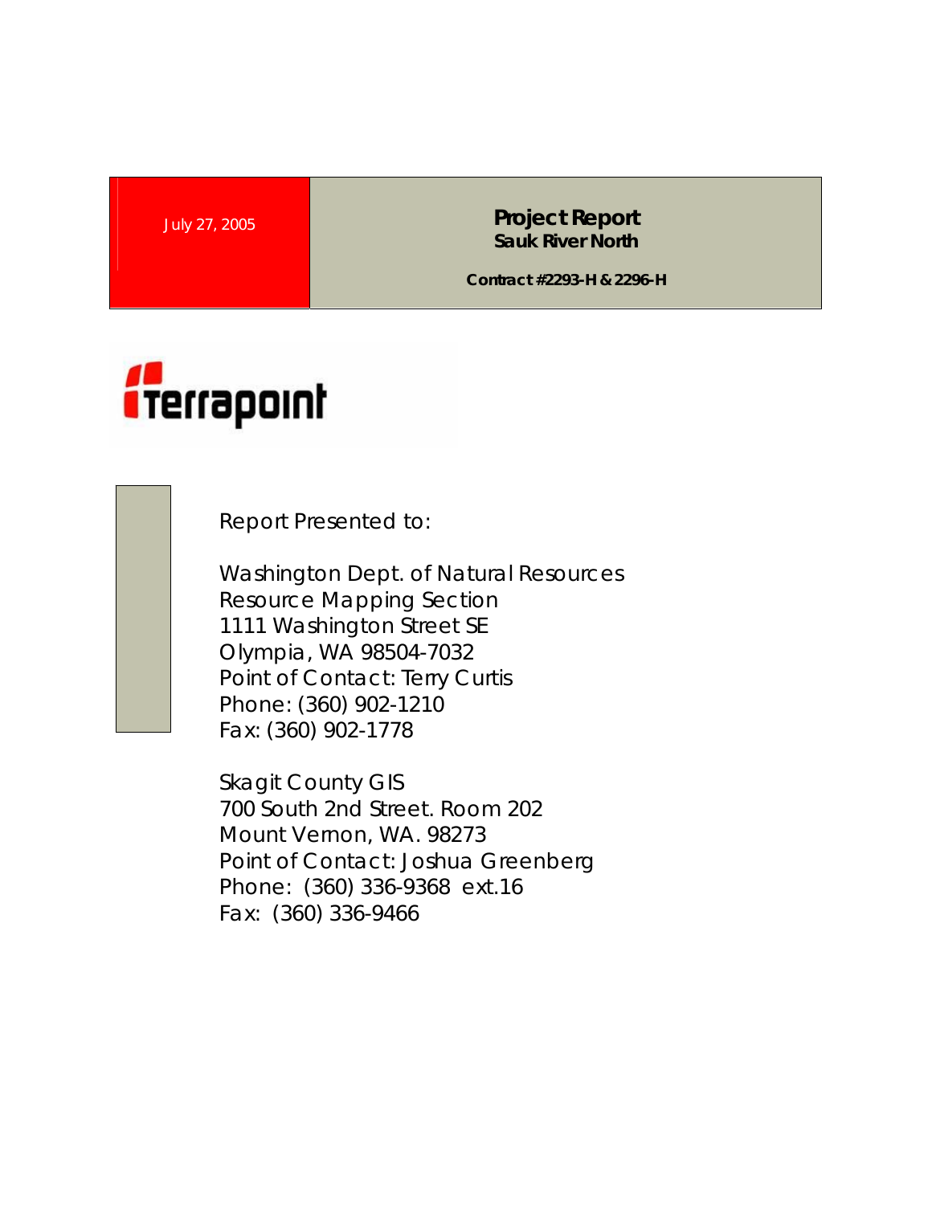July 27, 2005

# Project Report
## Sauk River North

**Contract #2293-H & 2296-H**

Terrapoint

Report Presented to:

Washington Dept. of Natural Resources
Resource Mapping Section
1111 Washington Street SE
Olympia, WA 98504-7032
Point of Contact: Terry Curtis
Phone: (360) 902-1210
Fax: (360) 902-1778

Skagit County GIS
700 South 2nd Street. Room 202
Mount Vernon, WA. 98273
Point of Contact: Joshua Greenberg
Phone: (360) 336-9368 ext.16
Fax: (360) 336-9466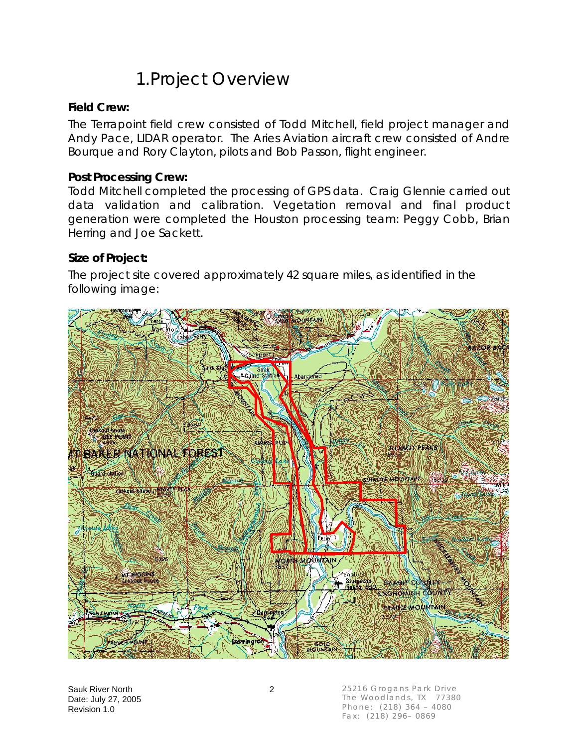# 1. Project Overview

**Field Crew:**

The Terrapoint field crew consisted of Todd Mitchell, field project manager and Andy Pace, LIDAR operator. The Aries Aviation aircraft crew consisted of Andre Bourque and Rory Clayton, pilots and Bob Passon, flight engineer.

**Post Processing Crew:**

Todd Mitchell completed the processing of GPS data. Craig Glennie carried out data validation and calibration. Vegetation removal and final product generation were completed the Houston processing team: Peggy Cobb, Brian Herring and Joe Sackett.

**Size of Project:**

The project site covered approximately 42 square miles, as identified in the following image: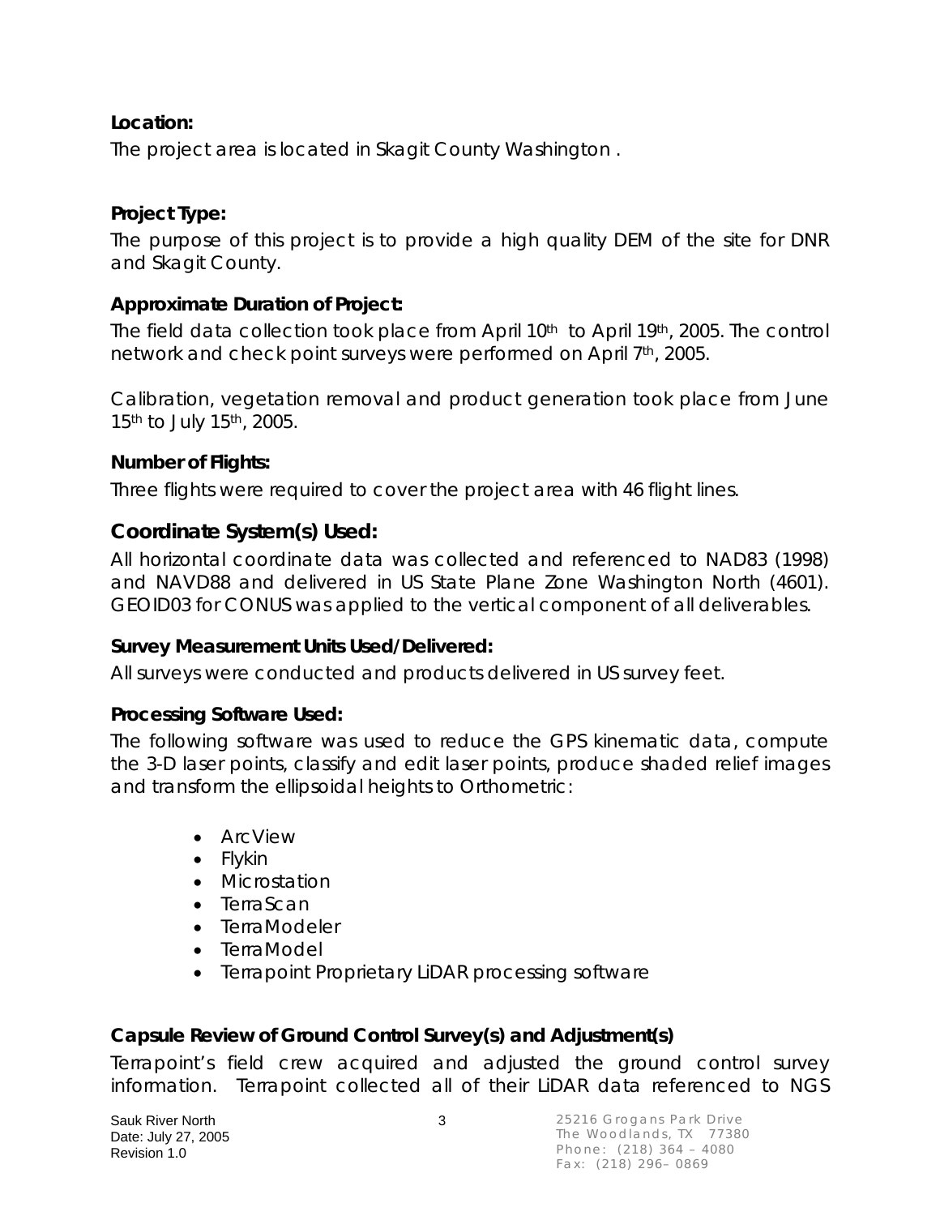**Location:**

The project area is located in Skagit County Washington .

**Project Type:**

The purpose of this project is to provide a high quality DEM of the site for DNR and Skagit County.

**Approximate Duration of Project:**

The field data collection took place from April 10th to April 19th, 2005. The control network and check point surveys were performed on April 7th, 2005.

Calibration, vegetation removal and product generation took place from June 15th to July 15th, 2005.

**Number of Flights:**

Three flights were required to cover the project area with 46 flight lines.

## Coordinate System(s) Used:

All horizontal coordinate data was collected and referenced to NAD83 (1998) and NAVD88 and delivered in US State Plane Zone Washington North (4601). GEOID03 for CONUS was applied to the vertical component of all deliverables.

**Survey Measurement Units Used/Delivered:**

All surveys were conducted and products delivered in US survey feet.

**Processing Software Used:**

The following software was used to reduce the GPS kinematic data, compute the 3-D laser points, classify and edit laser points, produce shaded relief images and transform the ellipsoidal heights to Orthometric:

- ArcView
- Flykin
- Microstation
- TerraScan
- TerraModeler
- TerraModel
- Terrapoint Proprietary LiDAR processing software

**Capsule Review of Ground Control Survey(s) and Adjustment(s)**

Terrapoint's field crew acquired and adjusted the ground control survey information. Terrapoint collected all of their LiDAR data referenced to NGS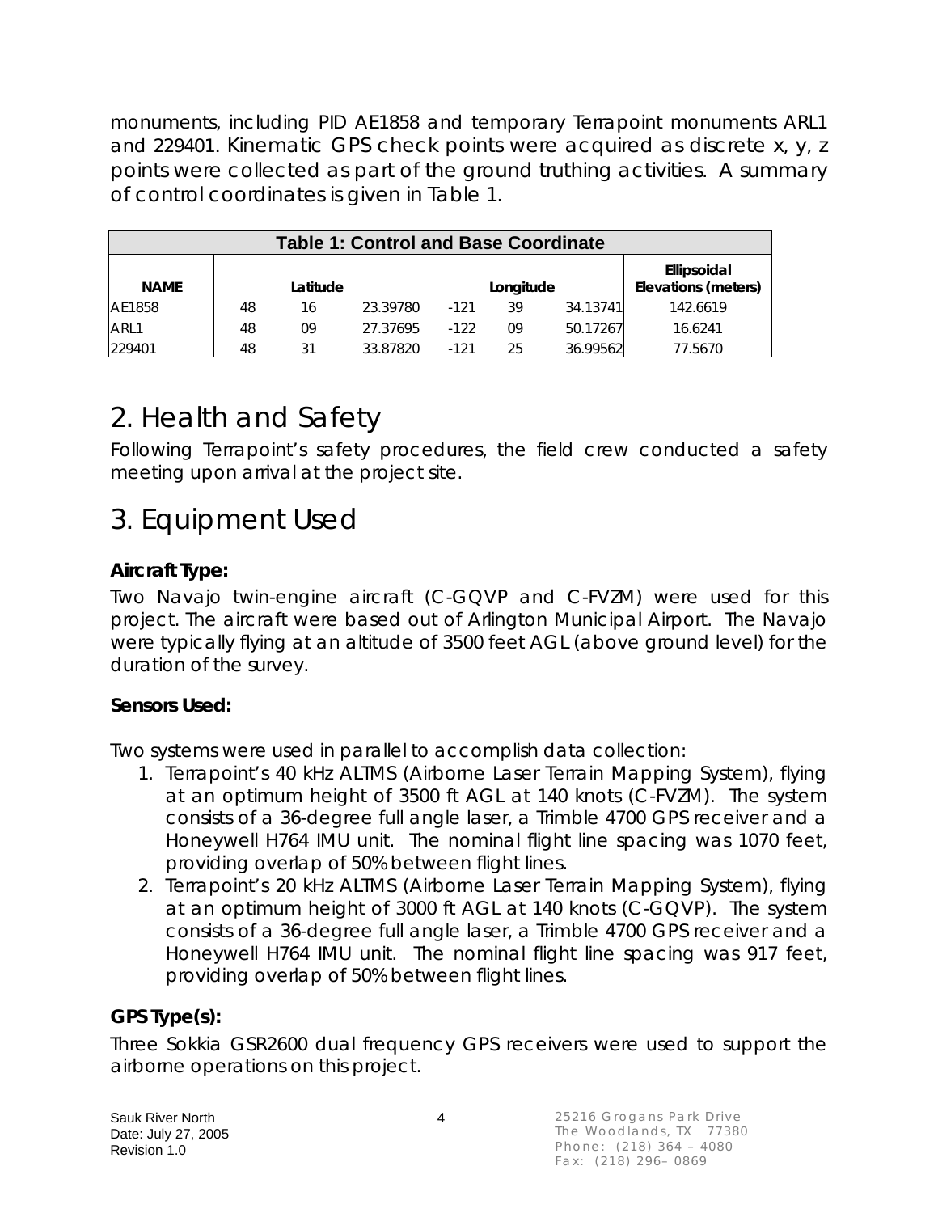monuments, including PID AE1858 and temporary Terrapoint monuments ARL1 and 229401. Kinematic GPS check points were acquired as discrete x, y, z points were collected as part of the ground truthing activities. A summary of control coordinates is given in Table 1.

| Table 1: Control and Base Coordinate | | | | | | | |
|---|---|---|---|---|---|---|---|
| **NAME** | **Latitude** | | | **Longitude** | | | **Ellipsoidal Elevations (meters)** |
| AE1858 | 48 | 16 | 23.39780 | -121 | 39 | 34.13741 | 142.6619 |
| ARL1 | 48 | 09 | 27.37695 | -122 | 09 | 50.17267 | 16.6241 |
| 229401 | 48 | 31 | 33.87820 | -121 | 25 | 36.99562 | 77.5670 |

# 2. Health and Safety

Following Terrapoint's safety procedures, the field crew conducted a safety meeting upon arrival at the project site.

# 3. Equipment Used

**Aircraft Type:**

Two Navajo twin-engine aircraft (C-GQVP and C-FVZM) were used for this project. The aircraft were based out of Arlington Municipal Airport. The Navajo were typically flying at an altitude of 3500 feet AGL (above ground level) for the duration of the survey.

**Sensors Used:**

Two systems were used in parallel to accomplish data collection:

1. Terrapoint's 40 kHz ALTMS (Airborne Laser Terrain Mapping System), flying at an optimum height of 3500 ft AGL at 140 knots (C-FVZM). The system consists of a 36-degree full angle laser, a Trimble 4700 GPS receiver and a Honeywell H764 IMU unit. The nominal flight line spacing was 1070 feet, providing overlap of 50% between flight lines.
2. Terrapoint's 20 kHz ALTMS (Airborne Laser Terrain Mapping System), flying at an optimum height of 3000 ft AGL at 140 knots (C-GQVP). The system consists of a 36-degree full angle laser, a Trimble 4700 GPS receiver and a Honeywell H764 IMU unit. The nominal flight line spacing was 917 feet, providing overlap of 50% between flight lines.

**GPS Type(s):**

Three Sokkia GSR2600 dual frequency GPS receivers were used to support the airborne operations on this project.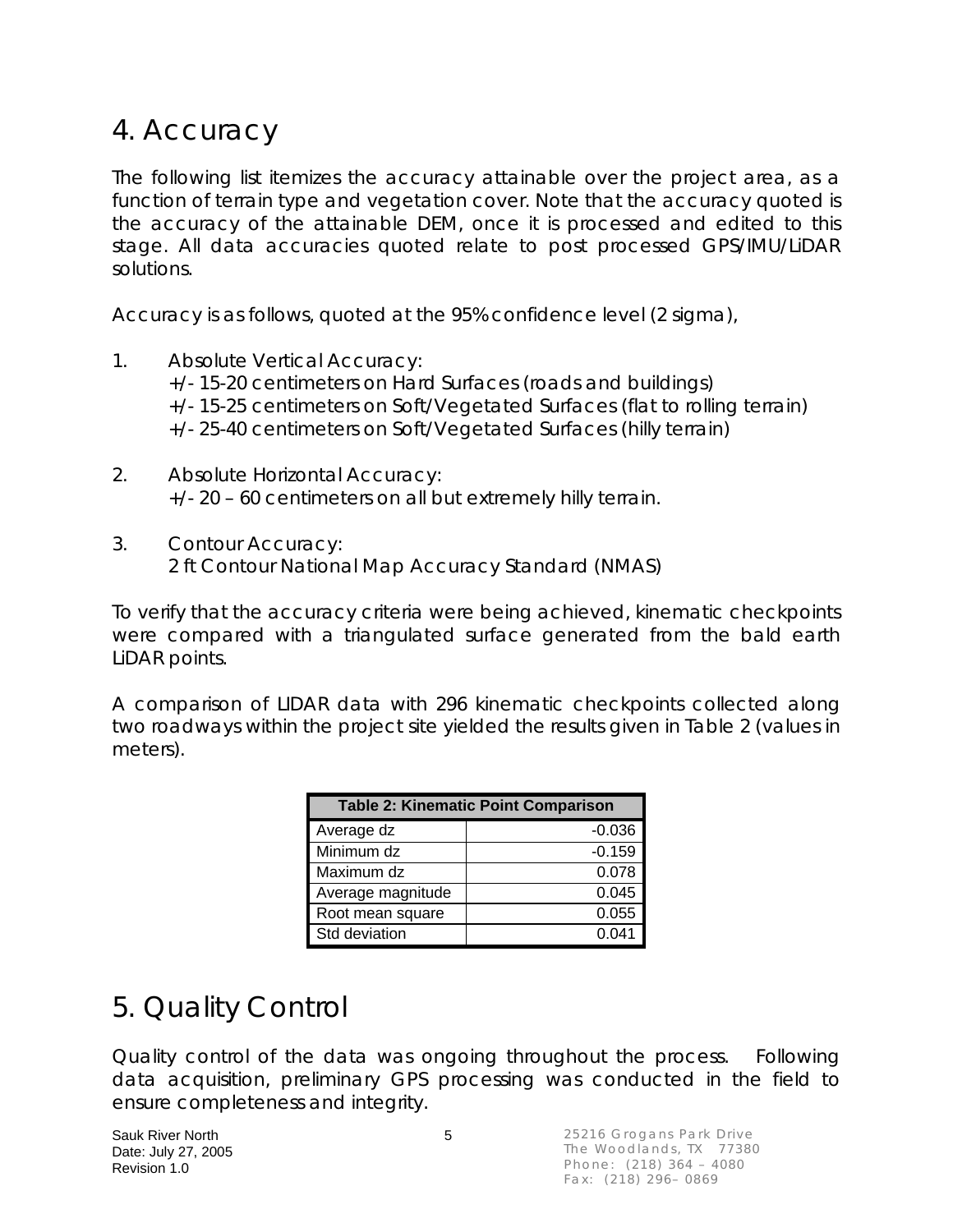# 4. Accuracy

The following list itemizes the accuracy attainable over the project area, as a function of terrain type and vegetation cover. Note that the accuracy quoted is the accuracy of the attainable DEM, once it is processed and edited to this stage. All data accuracies quoted relate to post processed GPS/IMU/LiDAR solutions.

Accuracy is as follows, quoted at the 95% confidence level (2 sigma),

1. Absolute Vertical Accuracy:
   +/- 15-20 centimeters on Hard Surfaces (roads and buildings)
   +/- 15-25 centimeters on Soft/Vegetated Surfaces (flat to rolling terrain)
   +/- 25-40 centimeters on Soft/Vegetated Surfaces (hilly terrain)

2. Absolute Horizontal Accuracy:
   +/- 20 – 60 centimeters on all but extremely hilly terrain.

3. Contour Accuracy:
   2 ft Contour National Map Accuracy Standard (NMAS)

To verify that the accuracy criteria were being achieved, kinematic checkpoints were compared with a triangulated surface generated from the bald earth LiDAR points.

A comparison of LIDAR data with 296 kinematic checkpoints collected along two roadways within the project site yielded the results given in Table 2 (values in meters).

| Table 2: Kinematic Point Comparison | |
|---|---|
| Average dz | -0.036 |
| Minimum dz | -0.159 |
| Maximum dz | 0.078 |
| Average magnitude | 0.045 |
| Root mean square | 0.055 |
| Std deviation | 0.041 |

# 5. Quality Control

Quality control of the data was ongoing throughout the process. Following data acquisition, preliminary GPS processing was conducted in the field to ensure completeness and integrity.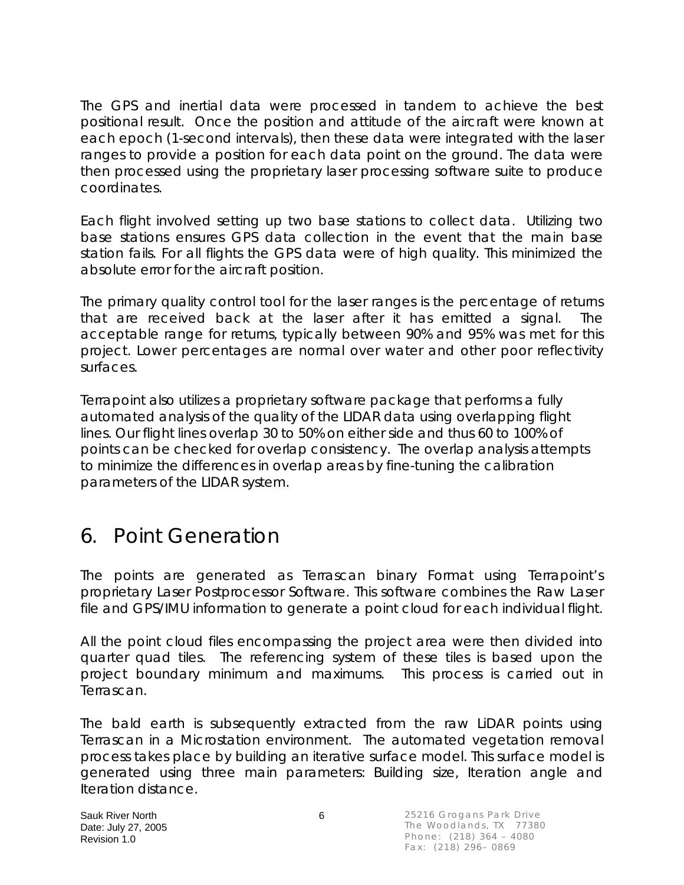The GPS and inertial data were processed in tandem to achieve the best positional result. Once the position and attitude of the aircraft were known at each epoch (1-second intervals), then these data were integrated with the laser ranges to provide a position for each data point on the ground. The data were then processed using the proprietary laser processing software suite to produce coordinates.

Each flight involved setting up two base stations to collect data. Utilizing two base stations ensures GPS data collection in the event that the main base station fails. For all flights the GPS data were of high quality. This minimized the absolute error for the aircraft position.

The primary quality control tool for the laser ranges is the percentage of returns that are received back at the laser after it has emitted a signal. The acceptable range for returns, typically between 90% and 95% was met for this project. Lower percentages are normal over water and other poor reflectivity surfaces.

Terrapoint also utilizes a proprietary software package that performs a fully automated analysis of the quality of the LIDAR data using overlapping flight lines. Our flight lines overlap 30 to 50% on either side and thus 60 to 100% of points can be checked for overlap consistency. The overlap analysis attempts to minimize the differences in overlap areas by fine-tuning the calibration parameters of the LIDAR system.

# 6. Point Generation

The points are generated as Terrascan binary Format using Terrapoint's proprietary Laser Postprocessor Software. This software combines the Raw Laser file and GPS/IMU information to generate a point cloud for each individual flight.

All the point cloud files encompassing the project area were then divided into quarter quad tiles. The referencing system of these tiles is based upon the project boundary minimum and maximums. This process is carried out in Terrascan.

The bald earth is subsequently extracted from the raw LiDAR points using Terrascan in a Microstation environment. The automated vegetation removal process takes place by building an iterative surface model. This surface model is generated using three main parameters: Building size, Iteration angle and Iteration distance.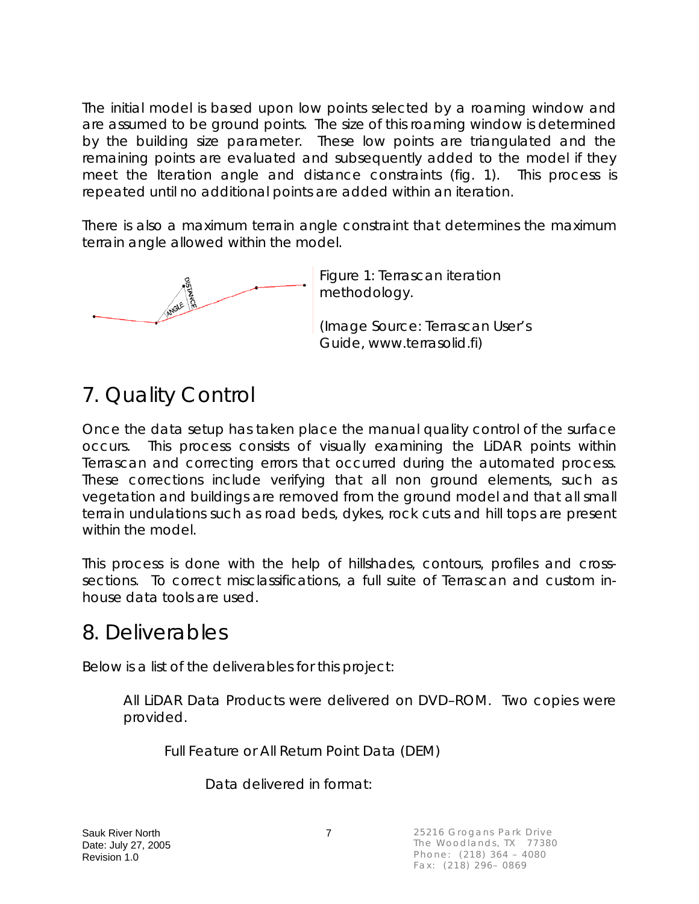The initial model is based upon low points selected by a roaming window and are assumed to be ground points. The size of this roaming window is determined by the building size parameter. These low points are triangulated and the remaining points are evaluated and subsequently added to the model if they meet the Iteration angle and distance constraints (fig. 1). This process is repeated until no additional points are added within an iteration.

There is also a maximum terrain angle constraint that determines the maximum terrain angle allowed within the model.

Figure 1: Terrascan iteration methodology.

(Image Source: Terrascan User's Guide, www.terrasolid.fi)

## 7. Quality Control

Once the data setup has taken place the manual quality control of the surface occurs. This process consists of visually examining the LiDAR points within Terrascan and correcting errors that occurred during the automated process. These corrections include verifying that all non ground elements, such as vegetation and buildings are removed from the ground model and that all small terrain undulations such as road beds, dykes, rock cuts and hill tops are present within the model.

This process is done with the help of hillshades, contours, profiles and cross-sections. To correct misclassifications, a full suite of Terrascan and custom in-house data tools are used.

## 8. Deliverables

Below is a list of the deliverables for this project:

All LiDAR Data Products were delivered on DVD–ROM. Two copies were provided.

Full Feature or All Return Point Data (DEM)

Data delivered in format: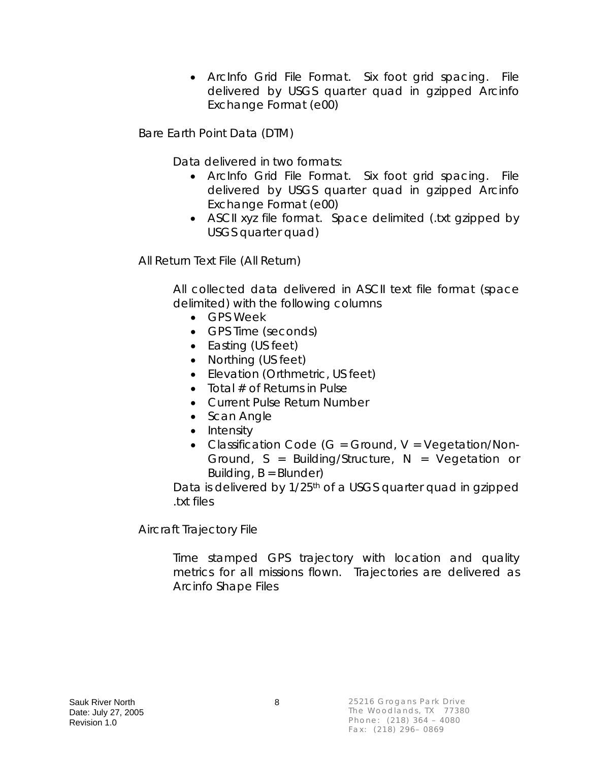- ArcInfo Grid File Format. Six foot grid spacing. File delivered by USGS quarter quad in gzipped Arcinfo Exchange Format (e00)

Bare Earth Point Data (DTM)

Data delivered in two formats:

- ArcInfo Grid File Format. Six foot grid spacing. File delivered by USGS quarter quad in gzipped Arcinfo Exchange Format (e00)
- ASCII xyz file format. Space delimited (.txt gzipped by USGS quarter quad)

All Return Text File (All Return)

All collected data delivered in ASCII text file format (space delimited) with the following columns

- GPS Week
- GPS Time (seconds)
- Easting (US feet)
- Northing (US feet)
- Elevation (Orthmetric, US feet)
- Total # of Returns in Pulse
- Current Pulse Return Number
- Scan Angle
- Intensity
- Classification Code (G = Ground, V = Vegetation/Non-Ground, S = Building/Structure, N = Vegetation or Building, B = Blunder)

Data is delivered by 1/25th of a USGS quarter quad in gzipped .txt files

Aircraft Trajectory File

Time stamped GPS trajectory with location and quality metrics for all missions flown. Trajectories are delivered as Arcinfo Shape Files